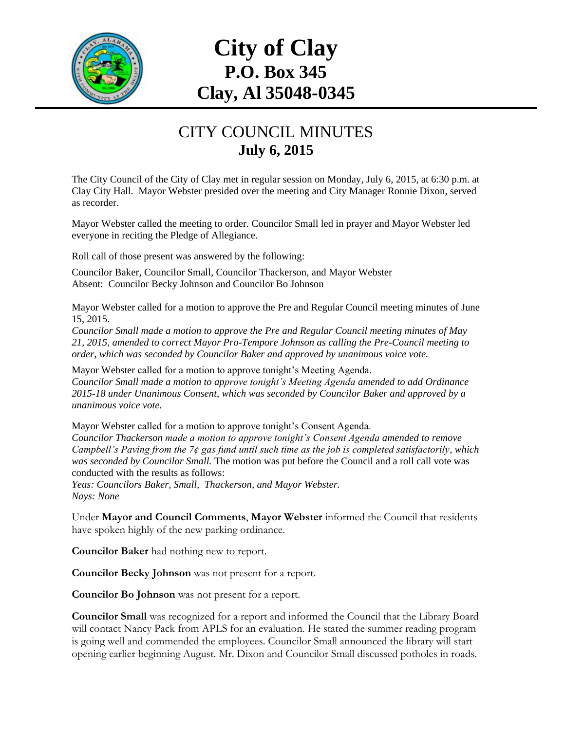# City of Clay
## P.O. Box 345
## Clay, Al 35048-0345

## CITY COUNCIL MINUTES
### July 6, 2015

The City Council of the City of Clay met in regular session on Monday, July 6, 2015, at 6:30 p.m. at Clay City Hall. Mayor Webster presided over the meeting and City Manager Ronnie Dixon, served as recorder.

Mayor Webster called the meeting to order. Councilor Small led in prayer and Mayor Webster led everyone in reciting the Pledge of Allegiance.

Roll call of those present was answered by the following:

Councilor Baker, Councilor Small, Councilor Thackerson, and Mayor Webster
Absent: Councilor Becky Johnson and Councilor Bo Johnson

Mayor Webster called for a motion to approve the Pre and Regular Council meeting minutes of June 15, 2015.
*Councilor Small made a motion to approve the Pre and Regular Council meeting minutes of May 21, 2015, amended to correct Mayor Pro-Tempore Johnson as calling the Pre-Council meeting to order, which was seconded by Councilor Baker and approved by unanimous voice vote.*

Mayor Webster called for a motion to approve tonight's Meeting Agenda.
*Councilor Small made a motion to approve tonight's Meeting Agenda amended to add Ordinance 2015-18 under Unanimous Consent, which was seconded by Councilor Baker and approved by a unanimous voice vote.*

Mayor Webster called for a motion to approve tonight's Consent Agenda.
*Councilor Thackerson made a motion to approve tonight's Consent Agenda amended to remove Campbell's Paving from the 7¢ gas fund until such time as the job is completed satisfactorily, which was seconded by Councilor Small.* The motion was put before the Council and a roll call vote was conducted with the results as follows:
*Yeas: Councilors Baker, Small, Thackerson, and Mayor Webster.*
*Nays: None*

Under **Mayor and Council Comments**, **Mayor Webster** informed the Council that residents have spoken highly of the new parking ordinance.

**Councilor Baker** had nothing new to report.

**Councilor Becky Johnson** was not present for a report.

**Councilor Bo Johnson** was not present for a report.

**Councilor Small** was recognized for a report and informed the Council that the Library Board will contact Nancy Pack from APLS for an evaluation. He stated the summer reading program is going well and commended the employees. Councilor Small announced the library will start opening earlier beginning August. Mr. Dixon and Councilor Small discussed potholes in roads.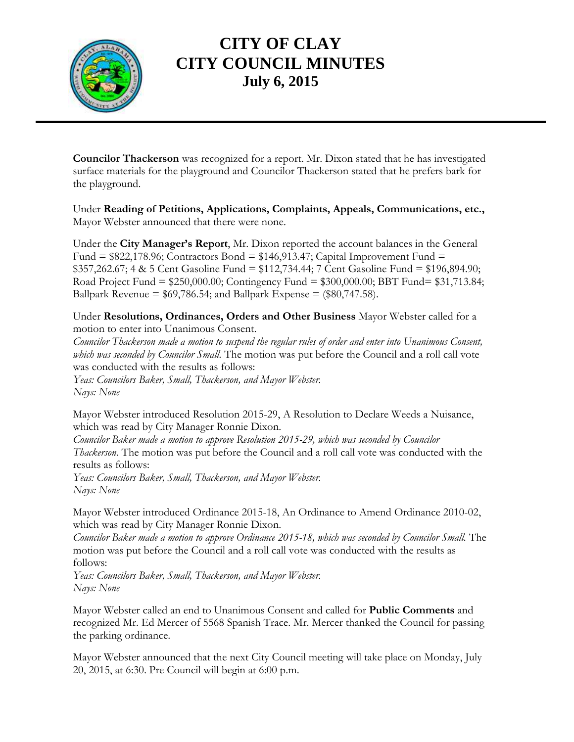# CITY OF CLAY
# CITY COUNCIL MINUTES
## July 6, 2015

**Councilor Thackerson** was recognized for a report. Mr. Dixon stated that he has investigated surface materials for the playground and Councilor Thackerson stated that he prefers bark for the playground.

Under **Reading of Petitions, Applications, Complaints, Appeals, Communications, etc.,** Mayor Webster announced that there were none.

Under the **City Manager's Report**, Mr. Dixon reported the account balances in the General Fund = $822,178.96; Contractors Bond = $146,913.47; Capital Improvement Fund = $357,262.67; 4 & 5 Cent Gasoline Fund = $112,734.44; 7 Cent Gasoline Fund = $196,894.90; Road Project Fund = $250,000.00; Contingency Fund = $300,000.00; BBT Fund= $31,713.84; Ballpark Revenue = $69,786.54; and Ballpark Expense = ($80,747.58).

Under **Resolutions, Ordinances, Orders and Other Business** Mayor Webster called for a motion to enter into Unanimous Consent.

*Councilor Thackerson made a motion to suspend the regular rules of order and enter into Unanimous Consent, which was seconded by Councilor Small.* The motion was put before the Council and a roll call vote was conducted with the results as follows:

*Yeas: Councilors Baker, Small, Thackerson, and Mayor Webster.*
*Nays: None*

Mayor Webster introduced Resolution 2015-29, A Resolution to Declare Weeds a Nuisance, which was read by City Manager Ronnie Dixon.

*Councilor Baker made a motion to approve Resolution 2015-29, which was seconded by Councilor Thackerson.* The motion was put before the Council and a roll call vote was conducted with the results as follows:

*Yeas: Councilors Baker, Small, Thackerson, and Mayor Webster.*
*Nays: None*

Mayor Webster introduced Ordinance 2015-18, An Ordinance to Amend Ordinance 2010-02, which was read by City Manager Ronnie Dixon.

*Councilor Baker made a motion to approve Ordinance 2015-18, which was seconded by Councilor Small.* The motion was put before the Council and a roll call vote was conducted with the results as follows:

*Yeas: Councilors Baker, Small, Thackerson, and Mayor Webster.*
*Nays: None*

Mayor Webster called an end to Unanimous Consent and called for **Public Comments** and recognized Mr. Ed Mercer of 5568 Spanish Trace. Mr. Mercer thanked the Council for passing the parking ordinance.

Mayor Webster announced that the next City Council meeting will take place on Monday, July 20, 2015, at 6:30. Pre Council will begin at 6:00 p.m.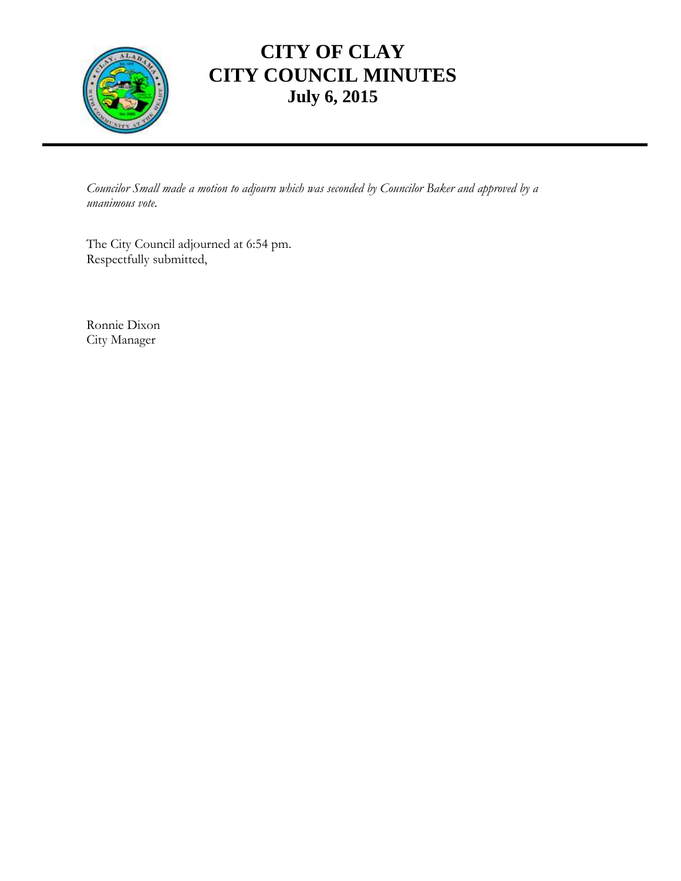# CITY OF CLAY
# CITY COUNCIL MINUTES
## July 6, 2015

*Councilor Small made a motion to adjourn which was seconded by Councilor Baker and approved by a unanimous vote.*

The City Council adjourned at 6:54 pm.
Respectfully submitted,

Ronnie Dixon
City Manager